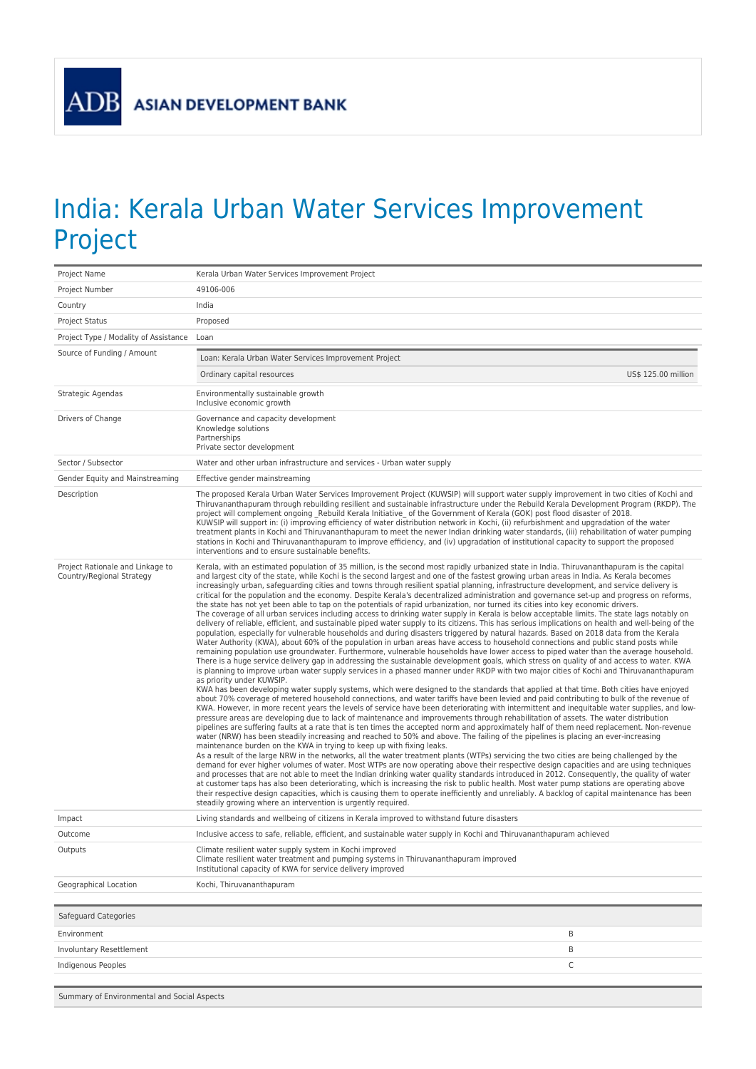ADB ASIAN DEVELOPMENT BANK

# India: Kerala Urban Water Services Improvement Project

| | |
|---|---|
| Project Name | Kerala Urban Water Services Improvement Project |
| Project Number | 49106-006 |
| Country | India |
| Project Status | Proposed |
| Project Type / Modality of Assistance | Loan |
| Source of Funding / Amount | Loan: Kerala Urban Water Services Improvement Project<br>Ordinary capital resources — US$ 125.00 million |
| Strategic Agendas | Environmentally sustainable growth<br>Inclusive economic growth |
| Drivers of Change | Governance and capacity development<br>Knowledge solutions<br>Partnerships<br>Private sector development |
| Sector / Subsector | Water and other urban infrastructure and services - Urban water supply |
| Gender Equity and Mainstreaming | Effective gender mainstreaming |
| Description | The proposed Kerala Urban Water Services Improvement Project (KUWSIP) will support water supply improvement in two cities of Kochi and Thiruvananthapuram through rebuilding resilient and sustainable infrastructure under the Rebuild Kerala Development Program (RKDP). The project will complement ongoing _Rebuild Kerala Initiative_ of the Government of Kerala (GOK) post flood disaster of 2018.<br>KUWSIP will support in: (i) improving efficiency of water distribution network in Kochi, (ii) refurbishment and upgradation of the water treatment plants in Kochi and Thiruvananthapuram to meet the newer Indian drinking water standards, (iii) rehabilitation of water pumping stations in Kochi and Thiruvananthapuram to improve efficiency, and (iv) upgradation of institutional capacity to support the proposed interventions and to ensure sustainable benefits. |
| Project Rationale and Linkage to Country/Regional Strategy | Kerala, with an estimated population of 35 million, is the second most rapidly urbanized state in India. Thiruvananthapuram is the capital and largest city of the state, while Kochi is the second largest and one of the fastest growing urban areas in India. As Kerala becomes increasingly urban, safeguarding cities and towns through resilient spatial planning, infrastructure development, and service delivery is critical for the population and the economy. Despite Kerala's decentralized administration and governance set-up and progress on reforms, the state has not yet been able to tap on the potentials of rapid urbanization, nor turned its cities into key economic drivers.<br>The coverage of all urban services including access to drinking water supply in Kerala is below acceptable limits. The state lags notably on delivery of reliable, efficient, and sustainable piped water supply to its citizens. This has serious implications on health and well-being of the population, especially for vulnerable households and during disasters triggered by natural hazards. Based on 2018 data from the Kerala Water Authority (KWA), about 60% of the population in urban areas have access to household connections and public stand posts while remaining population use groundwater. Furthermore, vulnerable households have lower access to piped water than the average household. There is a huge service delivery gap in addressing the sustainable development goals, which stress on quality of and access to water. KWA is planning to improve urban water supply services in a phased manner under RKDP with two major cities of Kochi and Thiruvananthapuram as priority under KUWSIP.<br>KWA has been developing water supply systems, which were designed to the standards that applied at that time. Both cities have enjoyed about 70% coverage of metered household connections, and water tariffs have been levied and paid contributing to bulk of the revenue of KWA. However, in more recent years the levels of service have been deteriorating with intermittent and inequitable water supplies, and low-pressure areas are developing due to lack of maintenance and improvements through rehabilitation of assets. The water distribution pipelines are suffering faults at a rate that is ten times the accepted norm and approximately half of them need replacement. Non-revenue water (NRW) has been steadily increasing and reached to 50% and above. The failing of the pipelines is placing an ever-increasing maintenance burden on the KWA in trying to keep up with fixing leaks.<br>As a result of the large NRW in the networks, all the water treatment plants (WTPs) servicing the two cities are being challenged by the demand for ever higher volumes of water. Most WTPs are now operating above their respective design capacities and are using techniques and processes that are not able to meet the Indian drinking water quality standards introduced in 2012. Consequently, the quality of water at customer taps has also been deteriorating, which is increasing the risk to public health. Most water pump stations are operating above their respective design capacities, which is causing them to operate inefficiently and unreliably. A backlog of capital maintenance has been steadily growing where an intervention is urgently required. |
| Impact | Living standards and wellbeing of citizens in Kerala improved to withstand future disasters |
| Outcome | Inclusive access to safe, reliable, efficient, and sustainable water supply in Kochi and Thiruvananthapuram achieved |
| Outputs | Climate resilient water supply system in Kochi improved<br>Climate resilient water treatment and pumping systems in Thiruvananthapuram improved<br>Institutional capacity of KWA for service delivery improved |
| Geographical Location | Kochi, Thiruvananthapuram |

| Safeguard Categories | |
|---|---|
| Environment | B |
| Involuntary Resettlement | B |
| Indigenous Peoples | C |

Summary of Environmental and Social Aspects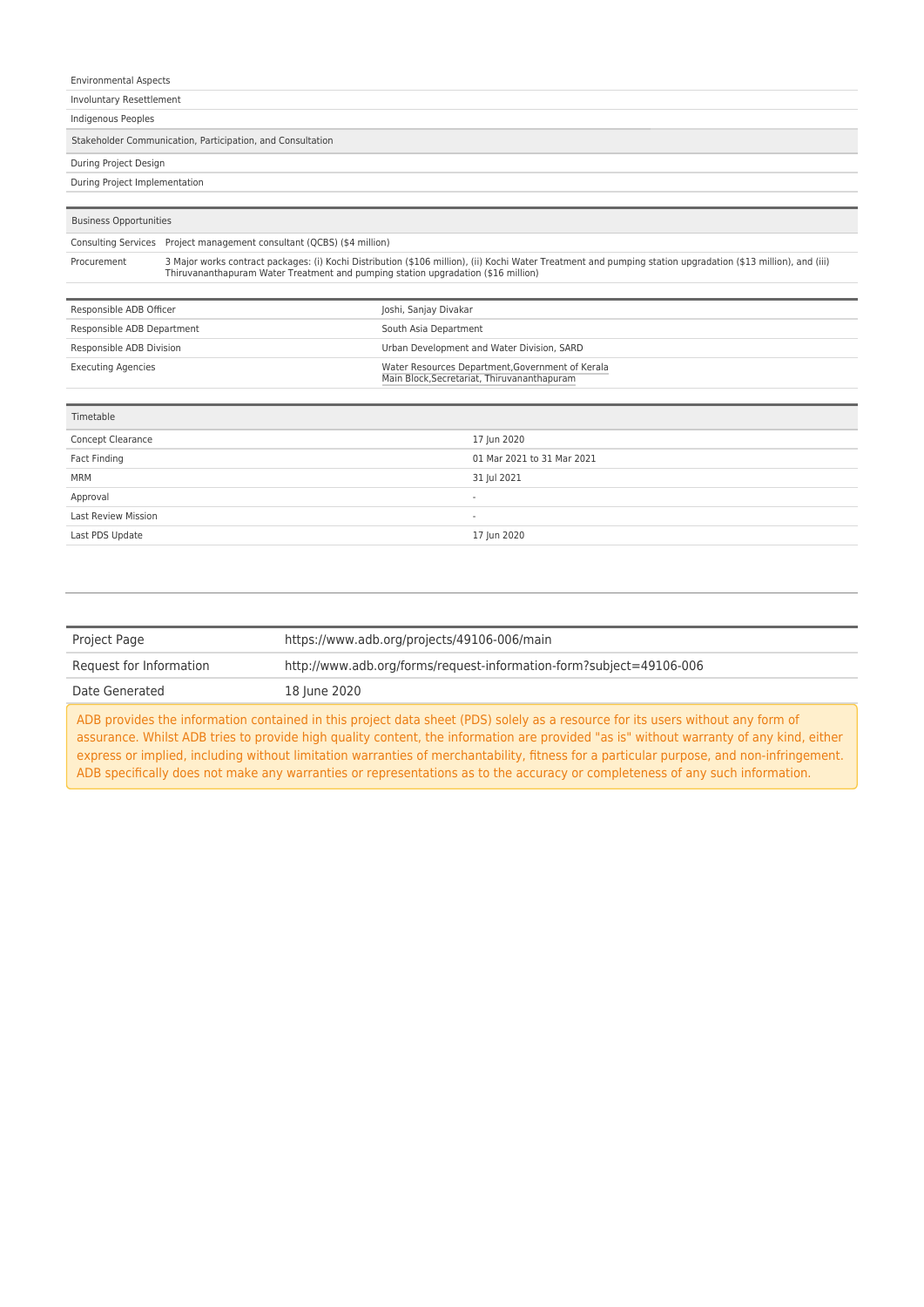| | |
|---|---|
| Environmental Aspects | |
| Involuntary Resettlement | |
| Indigenous Peoples | |

| Stakeholder Communication, Participation, and Consultation | |
|---|---|
| During Project Design | |
| During Project Implementation | |

| Business Opportunities | |
|---|---|
| Consulting Services | Project management consultant (QCBS) ($4 million) |
| Procurement | 3 Major works contract packages: (i) Kochi Distribution ($106 million), (ii) Kochi Water Treatment and pumping station upgradation ($13 million), and (iii) Thiruvananthapuram Water Treatment and pumping station upgradation ($16 million) |

| | |
|---|---|
| Responsible ADB Officer | Joshi, Sanjay Divakar |
| Responsible ADB Department | South Asia Department |
| Responsible ADB Division | Urban Development and Water Division, SARD |
| Executing Agencies | Water Resources Department,Government of Kerala<br>Main Block,Secretariat, Thiruvananthapuram |

| Timetable | |
|---|---|
| Concept Clearance | 17 Jun 2020 |
| Fact Finding | 01 Mar 2021 to 31 Mar 2021 |
| MRM | 31 Jul 2021 |
| Approval | - |
| Last Review Mission | - |
| Last PDS Update | 17 Jun 2020 |

| | |
|---|---|
| Project Page | https://www.adb.org/projects/49106-006/main |
| Request for Information | http://www.adb.org/forms/request-information-form?subject=49106-006 |
| Date Generated | 18 June 2020 |

ADB provides the information contained in this project data sheet (PDS) solely as a resource for its users without any form of assurance. Whilst ADB tries to provide high quality content, the information are provided "as is" without warranty of any kind, either express or implied, including without limitation warranties of merchantability, fitness for a particular purpose, and non-infringement. ADB specifically does not make any warranties or representations as to the accuracy or completeness of any such information.